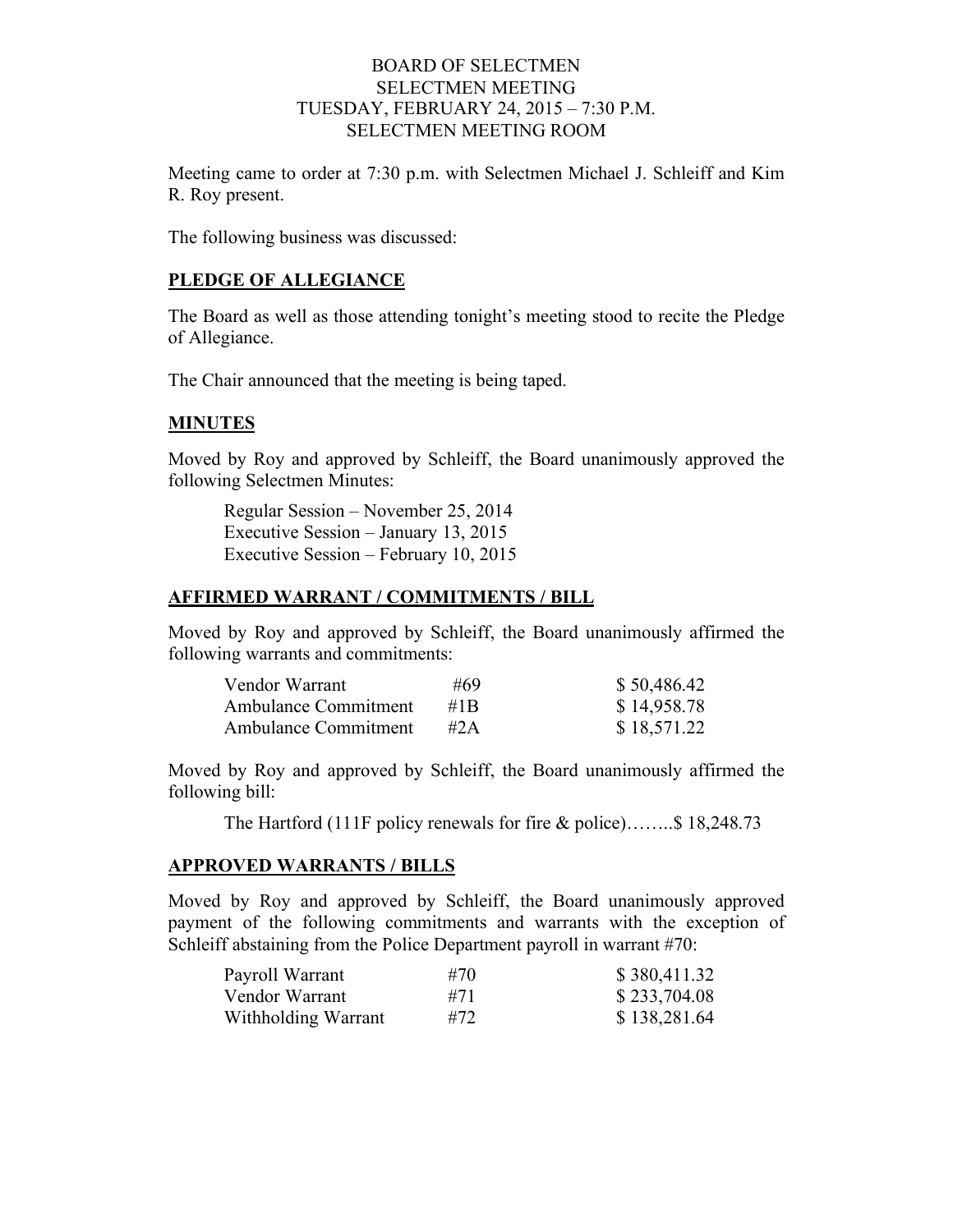# BOARD OF SELECTMEN
## SELECTMEN MEETING
## TUESDAY, FEBRUARY 24, 2015 – 7:30 P.M.
## SELECTMEN MEETING ROOM

Meeting came to order at 7:30 p.m. with Selectmen Michael J. Schleiff and Kim R. Roy present.

The following business was discussed:

**PLEDGE OF ALLEGIANCE**

The Board as well as those attending tonight's meeting stood to recite the Pledge of Allegiance.

The Chair announced that the meeting is being taped.

**MINUTES**

Moved by Roy and approved by Schleiff, the Board unanimously approved the following Selectmen Minutes:

Regular Session – November 25, 2014
Executive Session – January 13, 2015
Executive Session – February 10, 2015

**AFFIRMED WARRANT / COMMITMENTS / BILL**

Moved by Roy and approved by Schleiff, the Board unanimously affirmed the following warrants and commitments:

| | | |
|---|---|---|
| Vendor Warrant | #69 | $ 50,486.42 |
| Ambulance Commitment | #1B | $ 14,958.78 |
| Ambulance Commitment | #2A | $ 18,571.22 |

Moved by Roy and approved by Schleiff, the Board unanimously affirmed the following bill:

The Hartford (111F policy renewals for fire & police)……..$ 18,248.73

**APPROVED WARRANTS / BILLS**

Moved by Roy and approved by Schleiff, the Board unanimously approved payment of the following commitments and warrants with the exception of Schleiff abstaining from the Police Department payroll in warrant #70:

| | | |
|---|---|---|
| Payroll Warrant | #70 | $ 380,411.32 |
| Vendor Warrant | #71 | $ 233,704.08 |
| Withholding Warrant | #72 | $ 138,281.64 |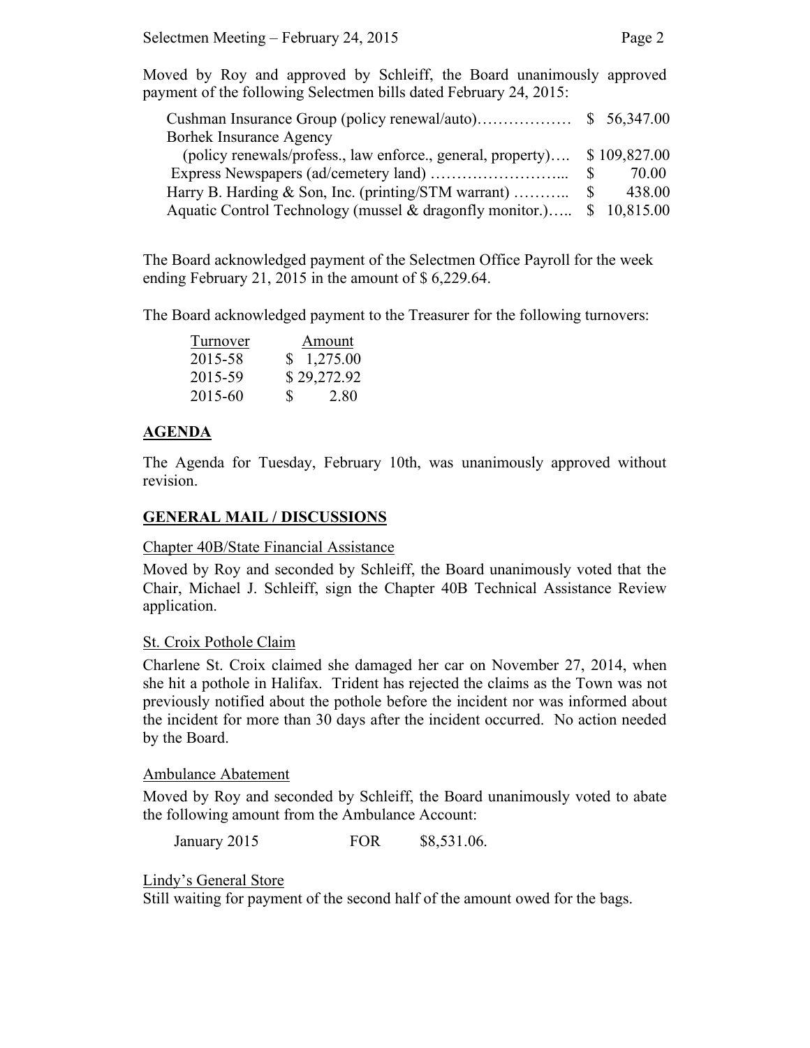Moved by Roy and approved by Schleiff, the Board unanimously approved payment of the following Selectmen bills dated February 24, 2015:

| | |
|---|---|
| Cushman Insurance Group (policy renewal/auto)……………… | $ 56,347.00 |
| Borhek Insurance Agency (policy renewals/profess., law enforce., general, property)…. | $ 109,827.00 |
| Express Newspapers (ad/cemetery land) ……………………... | $ 70.00 |
| Harry B. Harding & Son, Inc. (printing/STM warrant) ……….. | $ 438.00 |
| Aquatic Control Technology (mussel & dragonfly monitor.)….. | $ 10,815.00 |

The Board acknowledged payment of the Selectmen Office Payroll for the week ending February 21, 2015 in the amount of $ 6,229.64.

The Board acknowledged payment to the Treasurer for the following turnovers:

| Turnover | Amount |
|---|---|
| 2015-58 | $ 1,275.00 |
| 2015-59 | $ 29,272.92 |
| 2015-60 | $ 2.80 |

## AGENDA

The Agenda for Tuesday, February 10th, was unanimously approved without revision.

## GENERAL MAIL / DISCUSSIONS

Chapter 40B/State Financial Assistance

Moved by Roy and seconded by Schleiff, the Board unanimously voted that the Chair, Michael J. Schleiff, sign the Chapter 40B Technical Assistance Review application.

St. Croix Pothole Claim

Charlene St. Croix claimed she damaged her car on November 27, 2014, when she hit a pothole in Halifax. Trident has rejected the claims as the Town was not previously notified about the pothole before the incident nor was informed about the incident for more than 30 days after the incident occurred. No action needed by the Board.

Ambulance Abatement

Moved by Roy and seconded by Schleiff, the Board unanimously voted to abate the following amount from the Ambulance Account:

January 2015 FOR $8,531.06.

Lindy's General Store

Still waiting for payment of the second half of the amount owed for the bags.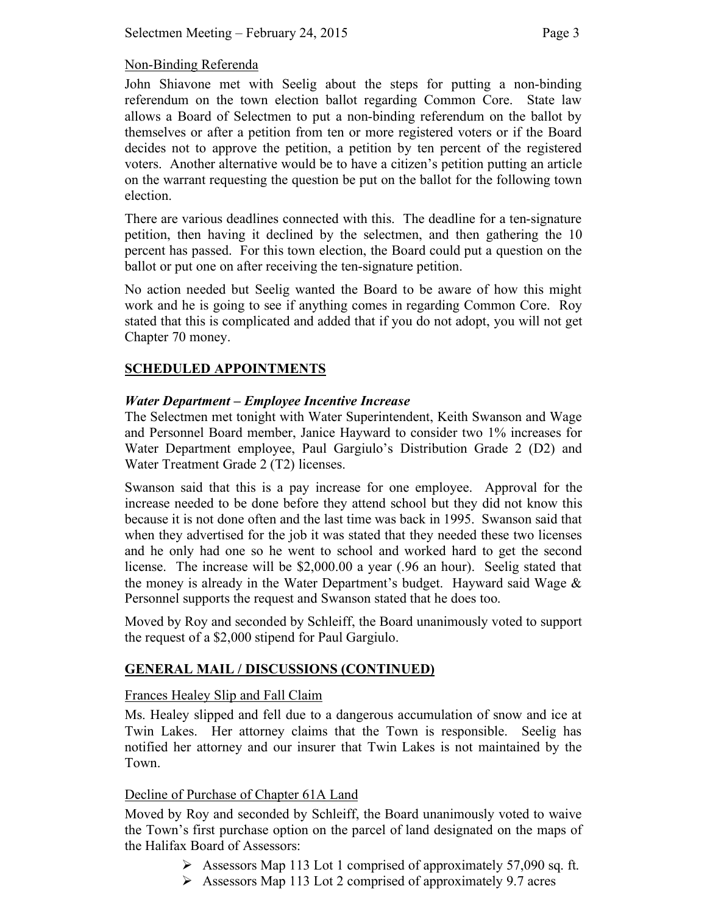Non-Binding Referenda

John Shiavone met with Seelig about the steps for putting a non-binding referendum on the town election ballot regarding Common Core. State law allows a Board of Selectmen to put a non-binding referendum on the ballot by themselves or after a petition from ten or more registered voters or if the Board decides not to approve the petition, a petition by ten percent of the registered voters. Another alternative would be to have a citizen's petition putting an article on the warrant requesting the question be put on the ballot for the following town election.

There are various deadlines connected with this. The deadline for a ten-signature petition, then having it declined by the selectmen, and then gathering the 10 percent has passed. For this town election, the Board could put a question on the ballot or put one on after receiving the ten-signature petition.

No action needed but Seelig wanted the Board to be aware of how this might work and he is going to see if anything comes in regarding Common Core. Roy stated that this is complicated and added that if you do not adopt, you will not get Chapter 70 money.

## SCHEDULED APPOINTMENTS

### *Water Department – Employee Incentive Increase*

The Selectmen met tonight with Water Superintendent, Keith Swanson and Wage and Personnel Board member, Janice Hayward to consider two 1% increases for Water Department employee, Paul Gargiulo's Distribution Grade 2 (D2) and Water Treatment Grade 2 (T2) licenses.

Swanson said that this is a pay increase for one employee. Approval for the increase needed to be done before they attend school but they did not know this because it is not done often and the last time was back in 1995. Swanson said that when they advertised for the job it was stated that they needed these two licenses and he only had one so he went to school and worked hard to get the second license. The increase will be $2,000.00 a year (.96 an hour). Seelig stated that the money is already in the Water Department's budget. Hayward said Wage & Personnel supports the request and Swanson stated that he does too.

Moved by Roy and seconded by Schleiff, the Board unanimously voted to support the request of a $2,000 stipend for Paul Gargiulo.

## GENERAL MAIL / DISCUSSIONS (CONTINUED)

Frances Healey Slip and Fall Claim

Ms. Healey slipped and fell due to a dangerous accumulation of snow and ice at Twin Lakes. Her attorney claims that the Town is responsible. Seelig has notified her attorney and our insurer that Twin Lakes is not maintained by the Town.

Decline of Purchase of Chapter 61A Land

Moved by Roy and seconded by Schleiff, the Board unanimously voted to waive the Town's first purchase option on the parcel of land designated on the maps of the Halifax Board of Assessors:

- Assessors Map 113 Lot 1 comprised of approximately 57,090 sq. ft.
- Assessors Map 113 Lot 2 comprised of approximately 9.7 acres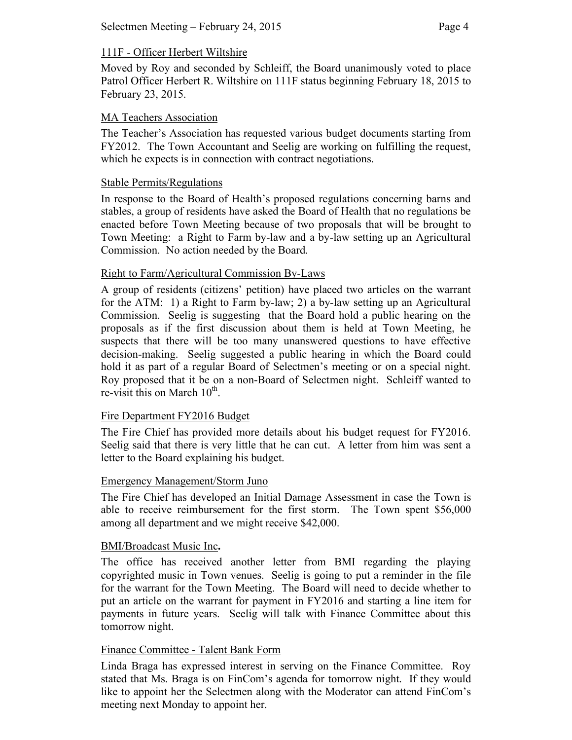111F - Officer Herbert Wiltshire

Moved by Roy and seconded by Schleiff, the Board unanimously voted to place Patrol Officer Herbert R. Wiltshire on 111F status beginning February 18, 2015 to February 23, 2015.

MA Teachers Association

The Teacher's Association has requested various budget documents starting from FY2012. The Town Accountant and Seelig are working on fulfilling the request, which he expects is in connection with contract negotiations.

Stable Permits/Regulations

In response to the Board of Health's proposed regulations concerning barns and stables, a group of residents have asked the Board of Health that no regulations be enacted before Town Meeting because of two proposals that will be brought to Town Meeting: a Right to Farm by-law and a by-law setting up an Agricultural Commission. No action needed by the Board.

Right to Farm/Agricultural Commission By-Laws

A group of residents (citizens' petition) have placed two articles on the warrant for the ATM: 1) a Right to Farm by-law; 2) a by-law setting up an Agricultural Commission. Seelig is suggesting that the Board hold a public hearing on the proposals as if the first discussion about them is held at Town Meeting, he suspects that there will be too many unanswered questions to have effective decision-making. Seelig suggested a public hearing in which the Board could hold it as part of a regular Board of Selectmen's meeting or on a special night. Roy proposed that it be on a non-Board of Selectmen night. Schleiff wanted to re-visit this on March 10th.

Fire Department FY2016 Budget

The Fire Chief has provided more details about his budget request for FY2016. Seelig said that there is very little that he can cut. A letter from him was sent a letter to the Board explaining his budget.

Emergency Management/Storm Juno

The Fire Chief has developed an Initial Damage Assessment in case the Town is able to receive reimbursement for the first storm. The Town spent $56,000 among all department and we might receive $42,000.

BMI/Broadcast Music Inc**.**

The office has received another letter from BMI regarding the playing copyrighted music in Town venues. Seelig is going to put a reminder in the file for the warrant for the Town Meeting. The Board will need to decide whether to put an article on the warrant for payment in FY2016 and starting a line item for payments in future years. Seelig will talk with Finance Committee about this tomorrow night.

Finance Committee - Talent Bank Form

Linda Braga has expressed interest in serving on the Finance Committee. Roy stated that Ms. Braga is on FinCom's agenda for tomorrow night. If they would like to appoint her the Selectmen along with the Moderator can attend FinCom's meeting next Monday to appoint her.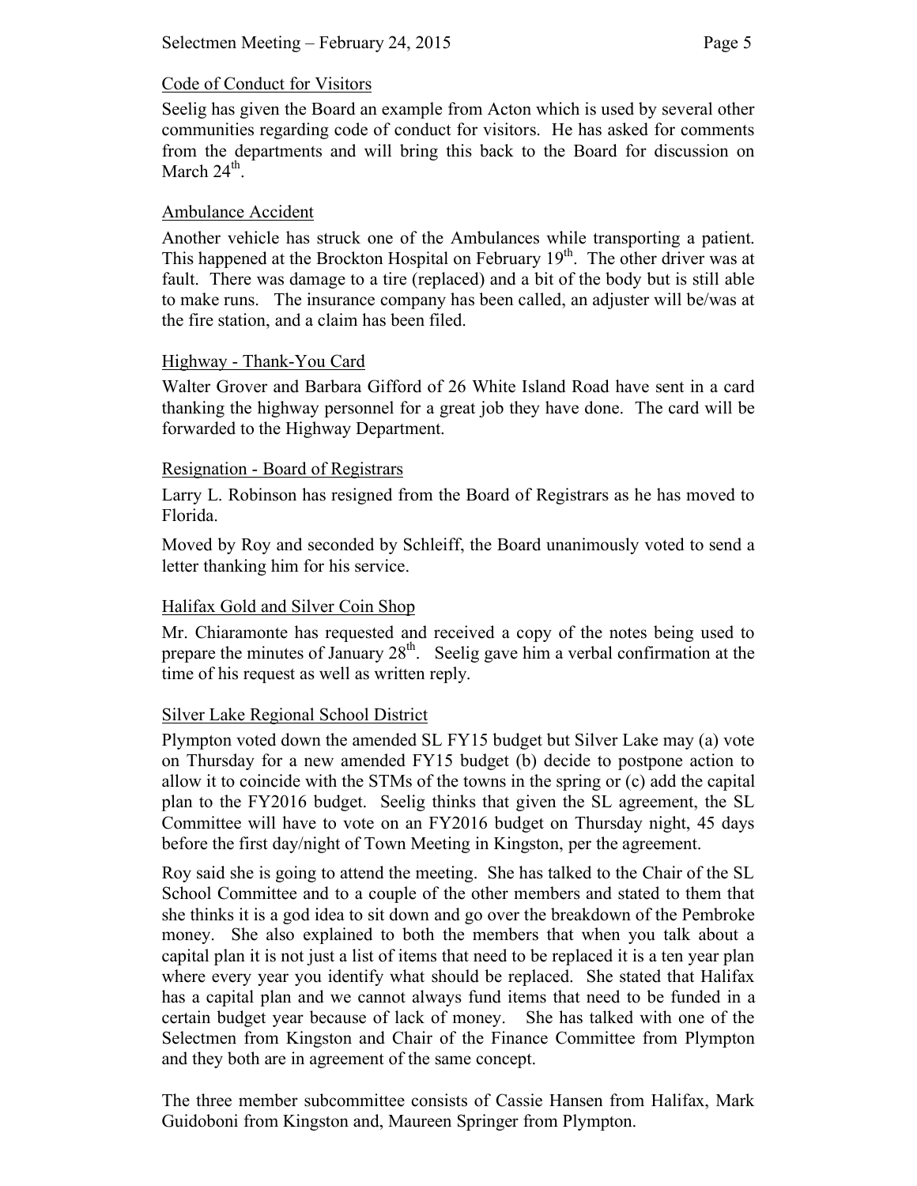## Code of Conduct for Visitors

Seelig has given the Board an example from Acton which is used by several other communities regarding code of conduct for visitors. He has asked for comments from the departments and will bring this back to the Board for discussion on March 24th.

## Ambulance Accident

Another vehicle has struck one of the Ambulances while transporting a patient. This happened at the Brockton Hospital on February 19th. The other driver was at fault. There was damage to a tire (replaced) and a bit of the body but is still able to make runs. The insurance company has been called, an adjuster will be/was at the fire station, and a claim has been filed.

## Highway - Thank-You Card

Walter Grover and Barbara Gifford of 26 White Island Road have sent in a card thanking the highway personnel for a great job they have done. The card will be forwarded to the Highway Department.

## Resignation - Board of Registrars

Larry L. Robinson has resigned from the Board of Registrars as he has moved to Florida.

Moved by Roy and seconded by Schleiff, the Board unanimously voted to send a letter thanking him for his service.

## Halifax Gold and Silver Coin Shop

Mr. Chiaramonte has requested and received a copy of the notes being used to prepare the minutes of January 28th. Seelig gave him a verbal confirmation at the time of his request as well as written reply.

## Silver Lake Regional School District

Plympton voted down the amended SL FY15 budget but Silver Lake may (a) vote on Thursday for a new amended FY15 budget (b) decide to postpone action to allow it to coincide with the STMs of the towns in the spring or (c) add the capital plan to the FY2016 budget. Seelig thinks that given the SL agreement, the SL Committee will have to vote on an FY2016 budget on Thursday night, 45 days before the first day/night of Town Meeting in Kingston, per the agreement.

Roy said she is going to attend the meeting. She has talked to the Chair of the SL School Committee and to a couple of the other members and stated to them that she thinks it is a god idea to sit down and go over the breakdown of the Pembroke money. She also explained to both the members that when you talk about a capital plan it is not just a list of items that need to be replaced it is a ten year plan where every year you identify what should be replaced. She stated that Halifax has a capital plan and we cannot always fund items that need to be funded in a certain budget year because of lack of money. She has talked with one of the Selectmen from Kingston and Chair of the Finance Committee from Plympton and they both are in agreement of the same concept.

The three member subcommittee consists of Cassie Hansen from Halifax, Mark Guidoboni from Kingston and, Maureen Springer from Plympton.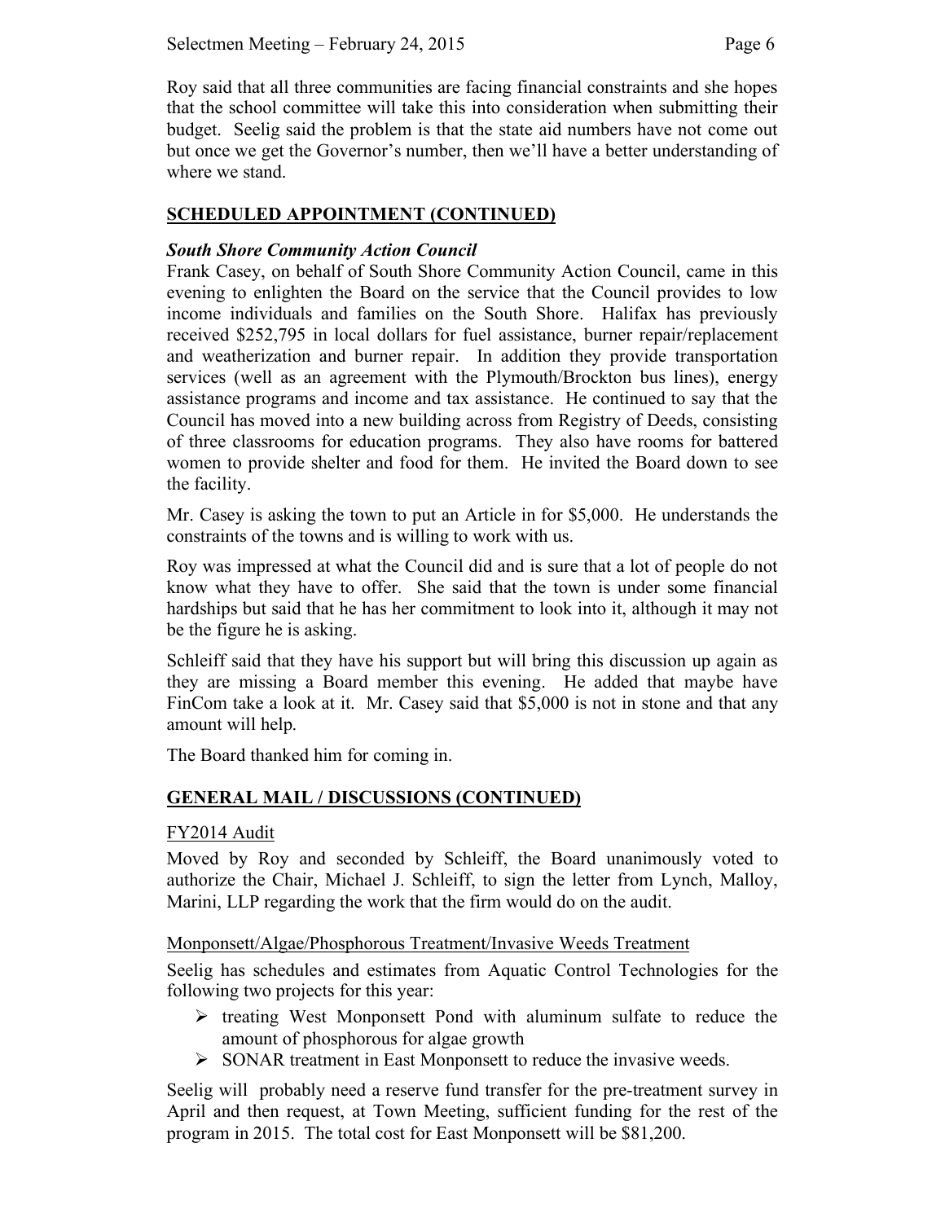Roy said that all three communities are facing financial constraints and she hopes that the school committee will take this into consideration when submitting their budget. Seelig said the problem is that the state aid numbers have not come out but once we get the Governor's number, then we'll have a better understanding of where we stand.

## SCHEDULED APPOINTMENT (CONTINUED)

### *South Shore Community Action Council*

Frank Casey, on behalf of South Shore Community Action Council, came in this evening to enlighten the Board on the service that the Council provides to low income individuals and families on the South Shore. Halifax has previously received $252,795 in local dollars for fuel assistance, burner repair/replacement and weatherization and burner repair. In addition they provide transportation services (well as an agreement with the Plymouth/Brockton bus lines), energy assistance programs and income and tax assistance. He continued to say that the Council has moved into a new building across from Registry of Deeds, consisting of three classrooms for education programs. They also have rooms for battered women to provide shelter and food for them. He invited the Board down to see the facility.

Mr. Casey is asking the town to put an Article in for $5,000. He understands the constraints of the towns and is willing to work with us.

Roy was impressed at what the Council did and is sure that a lot of people do not know what they have to offer. She said that the town is under some financial hardships but said that he has her commitment to look into it, although it may not be the figure he is asking.

Schleiff said that they have his support but will bring this discussion up again as they are missing a Board member this evening. He added that maybe have FinCom take a look at it. Mr. Casey said that $5,000 is not in stone and that any amount will help.

The Board thanked him for coming in.

## GENERAL MAIL / DISCUSSIONS (CONTINUED)

FY2014 Audit

Moved by Roy and seconded by Schleiff, the Board unanimously voted to authorize the Chair, Michael J. Schleiff, to sign the letter from Lynch, Malloy, Marini, LLP regarding the work that the firm would do on the audit.

Monponsett/Algae/Phosphorous Treatment/Invasive Weeds Treatment

Seelig has schedules and estimates from Aquatic Control Technologies for the following two projects for this year:

- treating West Monponsett Pond with aluminum sulfate to reduce the amount of phosphorous for algae growth
- SONAR treatment in East Monponsett to reduce the invasive weeds.

Seelig will probably need a reserve fund transfer for the pre-treatment survey in April and then request, at Town Meeting, sufficient funding for the rest of the program in 2015. The total cost for East Monponsett will be $81,200.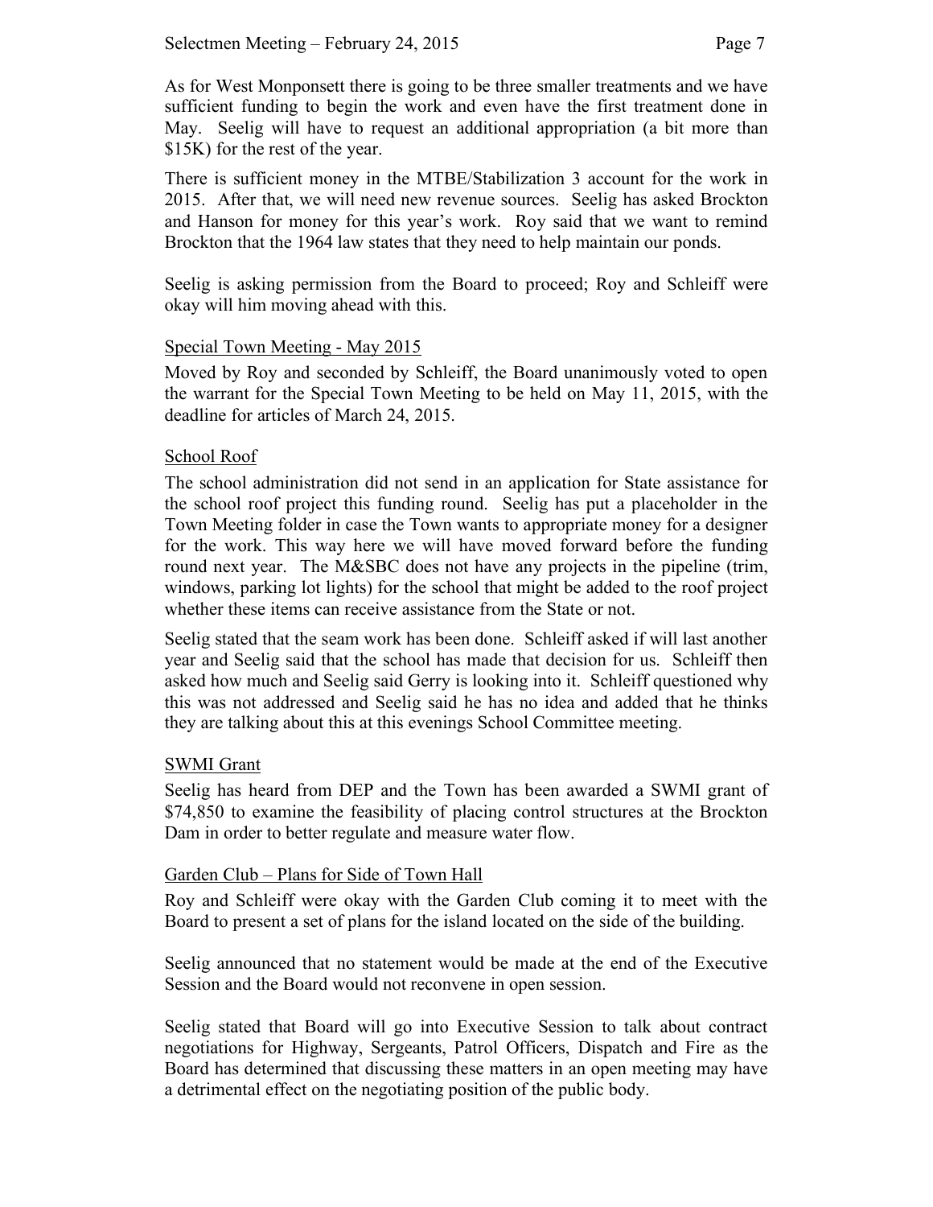As for West Monponsett there is going to be three smaller treatments and we have sufficient funding to begin the work and even have the first treatment done in May. Seelig will have to request an additional appropriation (a bit more than $15K) for the rest of the year.

There is sufficient money in the MTBE/Stabilization 3 account for the work in 2015. After that, we will need new revenue sources. Seelig has asked Brockton and Hanson for money for this year's work. Roy said that we want to remind Brockton that the 1964 law states that they need to help maintain our ponds.

Seelig is asking permission from the Board to proceed; Roy and Schleiff were okay will him moving ahead with this.

Special Town Meeting - May 2015

Moved by Roy and seconded by Schleiff, the Board unanimously voted to open the warrant for the Special Town Meeting to be held on May 11, 2015, with the deadline for articles of March 24, 2015.

School Roof

The school administration did not send in an application for State assistance for the school roof project this funding round. Seelig has put a placeholder in the Town Meeting folder in case the Town wants to appropriate money for a designer for the work. This way here we will have moved forward before the funding round next year. The M&SBC does not have any projects in the pipeline (trim, windows, parking lot lights) for the school that might be added to the roof project whether these items can receive assistance from the State or not.

Seelig stated that the seam work has been done. Schleiff asked if will last another year and Seelig said that the school has made that decision for us. Schleiff then asked how much and Seelig said Gerry is looking into it. Schleiff questioned why this was not addressed and Seelig said he has no idea and added that he thinks they are talking about this at this evenings School Committee meeting.

SWMI Grant

Seelig has heard from DEP and the Town has been awarded a SWMI grant of $74,850 to examine the feasibility of placing control structures at the Brockton Dam in order to better regulate and measure water flow.

Garden Club – Plans for Side of Town Hall

Roy and Schleiff were okay with the Garden Club coming it to meet with the Board to present a set of plans for the island located on the side of the building.

Seelig announced that no statement would be made at the end of the Executive Session and the Board would not reconvene in open session.

Seelig stated that Board will go into Executive Session to talk about contract negotiations for Highway, Sergeants, Patrol Officers, Dispatch and Fire as the Board has determined that discussing these matters in an open meeting may have a detrimental effect on the negotiating position of the public body.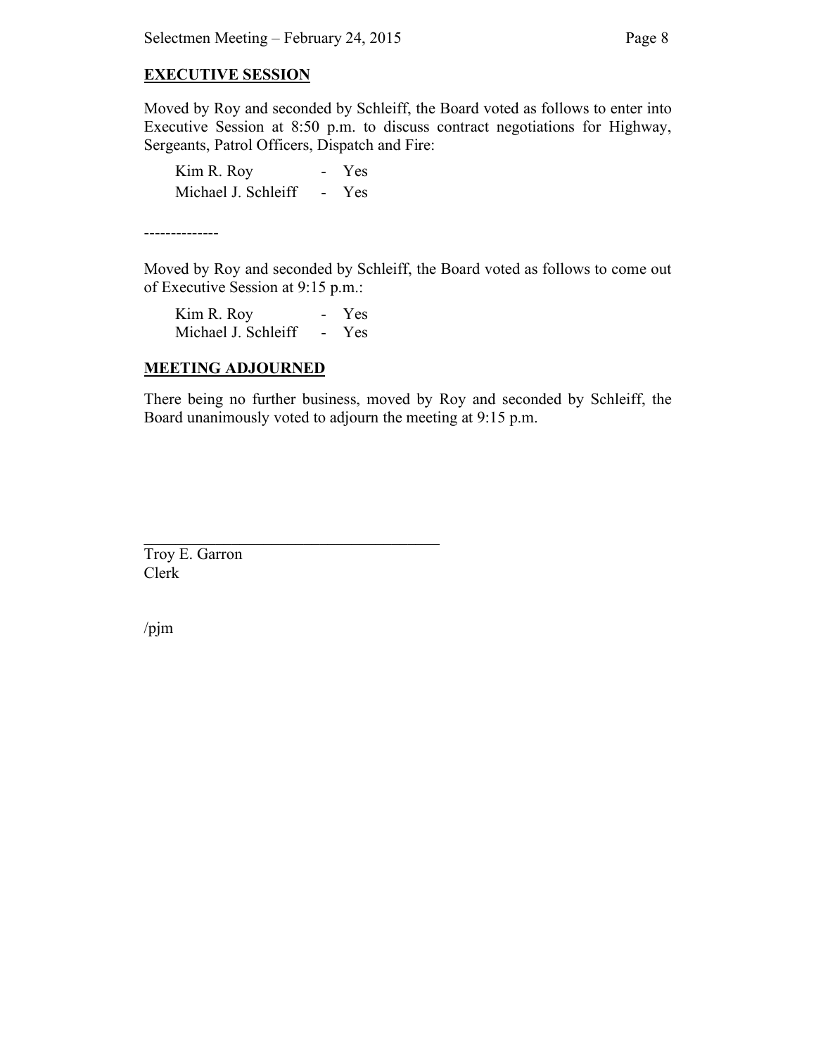## EXECUTIVE SESSION

Moved by Roy and seconded by Schleiff, the Board voted as follows to enter into Executive Session at 8:50 p.m. to discuss contract negotiations for Highway, Sergeants, Patrol Officers, Dispatch and Fire:

Kim R. Roy - Yes
Michael J. Schleiff - Yes

--------------

Moved by Roy and seconded by Schleiff, the Board voted as follows to come out of Executive Session at 9:15 p.m.:

Kim R. Roy - Yes
Michael J. Schleiff - Yes

## MEETING ADJOURNED

There being no further business, moved by Roy and seconded by Schleiff, the Board unanimously voted to adjourn the meeting at 9:15 p.m.

\_\_\_\_\_\_\_\_\_\_\_\_\_\_\_\_\_\_\_\_\_\_\_\_\_\_\_\_\_\_\_\_\_\_\_\_\_\_

Troy E. Garron
Clerk

/pjm